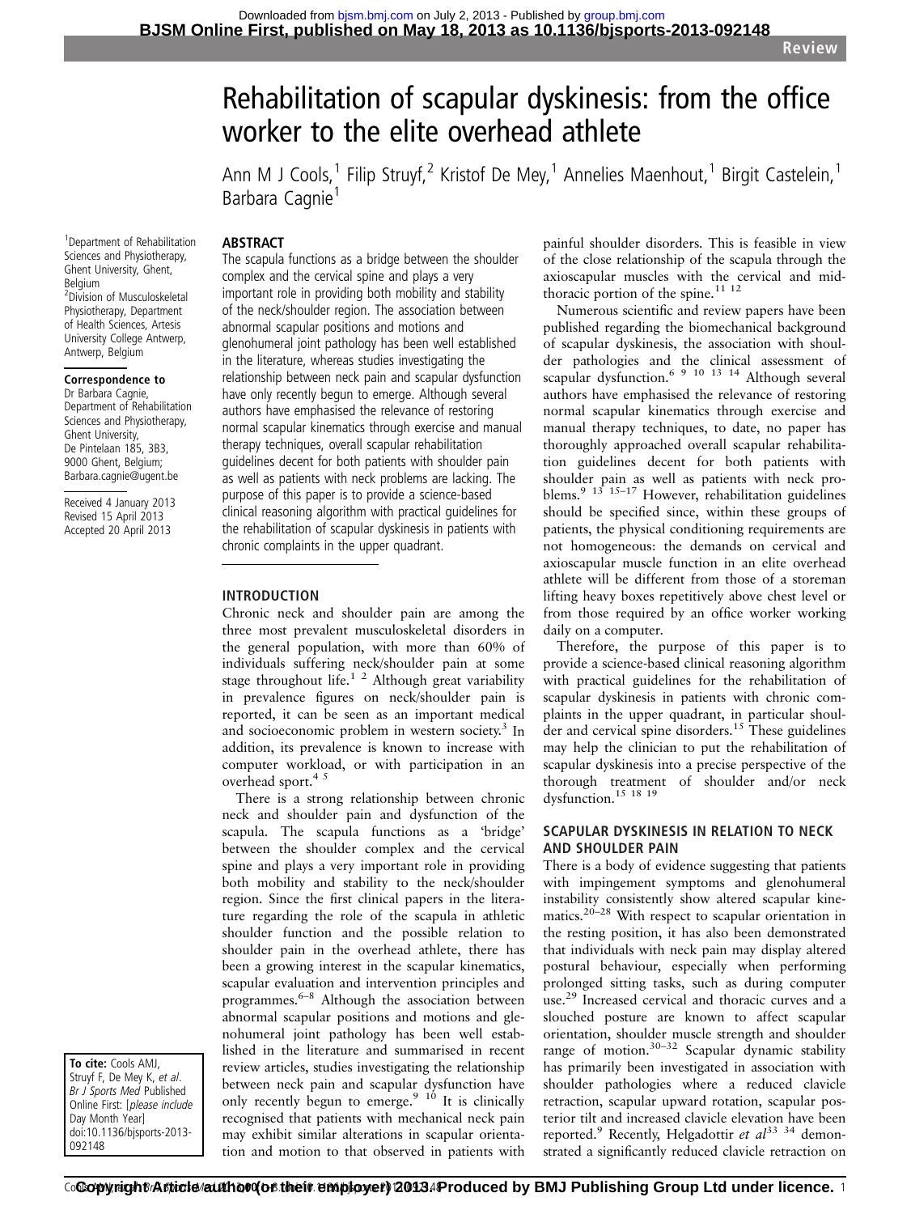# Rehabilitation of scapular dyskinesis: from the office worker to the elite overhead athlete

Ann M J Cools,[1] Filip Struyf,[2] Kristof De Mey,[1] Annelies Maenhout,[1] Birgit Castelein,[1] Barbara Cagnie[1]

[1]Department of Rehabilitation Sciences and Physiotherapy, Ghent University, Ghent, Belgium
[2]Division of Musculoskeletal Physiotherapy, Department of Health Sciences, Artesis University College Antwerp, Antwerp, Belgium

**Correspondence to**
Dr Barbara Cagnie, Department of Rehabilitation Sciences and Physiotherapy, Ghent University, De Pintelaan 185, 3B3, 9000 Ghent, Belgium; Barbara.cagnie@ugent.be

Received 4 January 2013
Revised 15 April 2013
Accepted 20 April 2013

**To cite:** Cools AMJ, Struyf F, De Mey K, *et al*. *Br J Sports Med* Published Online First: [*please include* Day Month Year] doi:10.1136/bjsports-2013-092148

## ABSTRACT

The scapula functions as a bridge between the shoulder complex and the cervical spine and plays a very important role in providing both mobility and stability of the neck/shoulder region. The association between abnormal scapular positions and motions and glenohumeral joint pathology has been well established in the literature, whereas studies investigating the relationship between neck pain and scapular dysfunction have only recently begun to emerge. Although several authors have emphasised the relevance of restoring normal scapular kinematics through exercise and manual therapy techniques, overall scapular rehabilitation guidelines decent for both patients with shoulder pain as well as patients with neck problems are lacking. The purpose of this paper is to provide a science-based clinical reasoning algorithm with practical guidelines for the rehabilitation of scapular dyskinesis in patients with chronic complaints in the upper quadrant.

## INTRODUCTION

Chronic neck and shoulder pain are among the three most prevalent musculoskeletal disorders in the general population, with more than 60% of individuals suffering neck/shoulder pain at some stage throughout life.[1,2] Although great variability in prevalence figures on neck/shoulder pain is reported, it can be seen as an important medical and socioeconomic problem in western society.[3] In addition, its prevalence is known to increase with computer workload, or with participation in an overhead sport.[4,5]

There is a strong relationship between chronic neck and shoulder pain and dysfunction of the scapula. The scapula functions as a 'bridge' between the shoulder complex and the cervical spine and plays a very important role in providing both mobility and stability to the neck/shoulder region. Since the first clinical papers in the literature regarding the role of the scapula in athletic shoulder function and the possible relation to shoulder pain in the overhead athlete, there has been a growing interest in the scapular kinematics, scapular evaluation and intervention principles and programmes.[6–8] Although the association between abnormal scapular positions and motions and glenohumeral joint pathology has been well established in the literature and summarised in recent review articles, studies investigating the relationship between neck pain and scapular dysfunction have only recently begun to emerge.[9,10] It is clinically recognised that patients with mechanical neck pain may exhibit similar alterations in scapular orientation and motion to that observed in patients with painful shoulder disorders. This is feasible in view of the close relationship of the scapula through the axioscapular muscles with the cervical and mid-thoracic portion of the spine.[11,12]

Numerous scientific and review papers have been published regarding the biomechanical background of scapular dyskinesis, the association with shoulder pathologies and the clinical assessment of scapular dysfunction.[6,9,10,13,14] Although several authors have emphasised the relevance of restoring normal scapular kinematics through exercise and manual therapy techniques, to date, no paper has thoroughly approached overall scapular rehabilitation guidelines decent for both patients with shoulder pain as well as patients with neck problems.[9,13,15–17] However, rehabilitation guidelines should be specified since, within these groups of patients, the physical conditioning requirements are not homogeneous: the demands on cervical and axioscapular muscle function in an elite overhead athlete will be different from those of a storeman lifting heavy boxes repetitively above chest level or from those required by an office worker working daily on a computer.

Therefore, the purpose of this paper is to provide a science-based clinical reasoning algorithm with practical guidelines for the rehabilitation of scapular dyskinesis in patients with chronic complaints in the upper quadrant, in particular shoulder and cervical spine disorders.[15] These guidelines may help the clinician to put the rehabilitation of scapular dyskinesis into a precise perspective of the thorough treatment of shoulder and/or neck dysfunction.[15,18,19]

## SCAPULAR DYSKINESIS IN RELATION TO NECK AND SHOULDER PAIN

There is a body of evidence suggesting that patients with impingement symptoms and glenohumeral instability consistently show altered scapular kinematics.[20–28] With respect to scapular orientation in the resting position, it has also been demonstrated that individuals with neck pain may display altered postural behaviour, especially when performing prolonged sitting tasks, such as during computer use.[29] Increased cervical and thoracic curves and a slouched posture are known to affect scapular orientation, shoulder muscle strength and shoulder range of motion.[30–32] Scapular dynamic stability has primarily been investigated in association with shoulder pathologies where a reduced clavicle retraction, scapular upward rotation, scapular posterior tilt and increased clavicle elevation have been reported.[9] Recently, Helgadottir *et al*[33,34] demonstrated a significantly reduced clavicle retraction on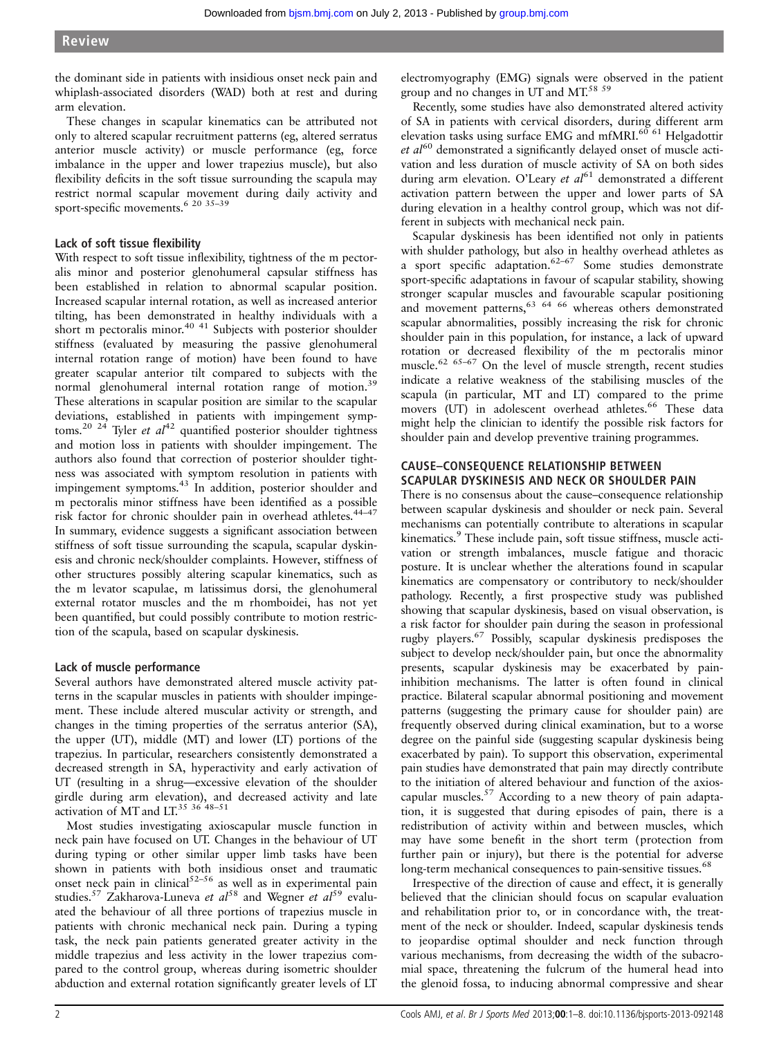the dominant side in patients with insidious onset neck pain and whiplash-associated disorders (WAD) both at rest and during arm elevation.

These changes in scapular kinematics can be attributed not only to altered scapular recruitment patterns (eg, altered serratus anterior muscle activity) or muscle performance (eg, force imbalance in the upper and lower trapezius muscle), but also flexibility deficits in the soft tissue surrounding the scapula may restrict normal scapular movement during daily activity and sport-specific movements.[6 20 35–39]

### Lack of soft tissue flexibility

With respect to soft tissue inflexibility, tightness of the m pectoralis minor and posterior glenohumeral capsular stiffness has been established in relation to abnormal scapular position. Increased scapular internal rotation, as well as increased anterior tilting, has been demonstrated in healthy individuals with a short m pectoralis minor.[40 41] Subjects with posterior shoulder stiffness (evaluated by measuring the passive glenohumeral internal rotation range of motion) have been found to have greater scapular anterior tilt compared to subjects with the normal glenohumeral internal rotation range of motion.[39] These alterations in scapular position are similar to the scapular deviations, established in patients with impingement symptoms.[20 24] Tyler *et al*[42] quantified posterior shoulder tightness and motion loss in patients with shoulder impingement. The authors also found that correction of posterior shoulder tightness was associated with symptom resolution in patients with impingement symptoms.[43] In addition, posterior shoulder and m pectoralis minor stiffness have been identified as a possible risk factor for chronic shoulder pain in overhead athletes.[44–47] In summary, evidence suggests a significant association between stiffness of soft tissue surrounding the scapula, scapular dyskinesis and chronic neck/shoulder complaints. However, stiffness of other structures possibly altering scapular kinematics, such as the m levator scapulae, m latissimus dorsi, the glenohumeral external rotator muscles and the m rhomboidei, has not yet been quantified, but could possibly contribute to motion restriction of the scapula, based on scapular dyskinesis.

### Lack of muscle performance

Several authors have demonstrated altered muscle activity patterns in the scapular muscles in patients with shoulder impingement. These include altered muscular activity or strength, and changes in the timing properties of the serratus anterior (SA), the upper (UT), middle (MT) and lower (LT) portions of the trapezius. In particular, researchers consistently demonstrated a decreased strength in SA, hyperactivity and early activation of UT (resulting in a shrug—excessive elevation of the shoulder girdle during arm elevation), and decreased activity and late activation of MT and LT.[35 36 48–51]

Most studies investigating axioscapular muscle function in neck pain have focused on UT. Changes in the behaviour of UT during typing or other similar upper limb tasks have been shown in patients with both insidious onset and traumatic onset neck pain in clinical[52–56] as well as in experimental pain studies.[57] Zakharova-Luneva *et al*[58] and Wegner *et al*[59] evaluated the behaviour of all three portions of trapezius muscle in patients with chronic mechanical neck pain. During a typing task, the neck pain patients generated greater activity in the middle trapezius and less activity in the lower trapezius compared to the control group, whereas during isometric shoulder abduction and external rotation significantly greater levels of LT electromyography (EMG) signals were observed in the patient group and no changes in UT and MT.[58 59]

Recently, some studies have also demonstrated altered activity of SA in patients with cervical disorders, during different arm elevation tasks using surface EMG and mfMRI.[60 61] Helgadottir *et al*[60] demonstrated a significantly delayed onset of muscle activation and less duration of muscle activity of SA on both sides during arm elevation. O'Leary *et al*[61] demonstrated a different activation pattern between the upper and lower parts of SA during elevation in a healthy control group, which was not different in subjects with mechanical neck pain.

Scapular dyskinesis has been identified not only in patients with shoulder pathology, but also in healthy overhead athletes as a sport specific adaptation.[62–67] Some studies demonstrate sport-specific adaptations in favour of scapular stability, showing stronger scapular muscles and favourable scapular positioning and movement patterns,[63 64 66] whereas others demonstrated scapular abnormalities, possibly increasing the risk for chronic shoulder pain in this population, for instance, a lack of upward rotation or decreased flexibility of the m pectoralis minor muscle.[62 65–67] On the level of muscle strength, recent studies indicate a relative weakness of the stabilising muscles of the scapula (in particular, MT and LT) compared to the prime movers (UT) in adolescent overhead athletes.[66] These data might help the clinician to identify the possible risk factors for shoulder pain and develop preventive training programmes.

## CAUSE–CONSEQUENCE RELATIONSHIP BETWEEN SCAPULAR DYSKINESIS AND NECK OR SHOULDER PAIN

There is no consensus about the cause–consequence relationship between scapular dyskinesis and shoulder or neck pain. Several mechanisms can potentially contribute to alterations in scapular kinematics.[9] These include pain, soft tissue stiffness, muscle activation or strength imbalances, muscle fatigue and thoracic posture. It is unclear whether the alterations found in scapular kinematics are compensatory or contributory to neck/shoulder pathology. Recently, a first prospective study was published showing that scapular dyskinesis, based on visual observation, is a risk factor for shoulder pain during the season in professional rugby players.[67] Possibly, scapular dyskinesis predisposes the subject to develop neck/shoulder pain, but once the abnormality presents, scapular dyskinesis may be exacerbated by pain-inhibition mechanisms. The latter is often found in clinical practice. Bilateral scapular abnormal positioning and movement patterns (suggesting the primary cause for shoulder pain) are frequently observed during clinical examination, but to a worse degree on the painful side (suggesting scapular dyskinesis being exacerbated by pain). To support this observation, experimental pain studies have demonstrated that pain may directly contribute to the initiation of altered behaviour and function of the axioscapular muscles.[57] According to a new theory of pain adaptation, it is suggested that during episodes of pain, there is a redistribution of activity within and between muscles, which may have some benefit in the short term (protection from further pain or injury), but there is the potential for adverse long-term mechanical consequences to pain-sensitive tissues.[68]

Irrespective of the direction of cause and effect, it is generally believed that the clinician should focus on scapular evaluation and rehabilitation prior to, or in concordance with, the treatment of the neck or shoulder. Indeed, scapular dyskinesis tends to jeopardise optimal shoulder and neck function through various mechanisms, from decreasing the width of the subacromial space, threatening the fulcrum of the humeral head into the glenoid fossa, to inducing abnormal compressive and shear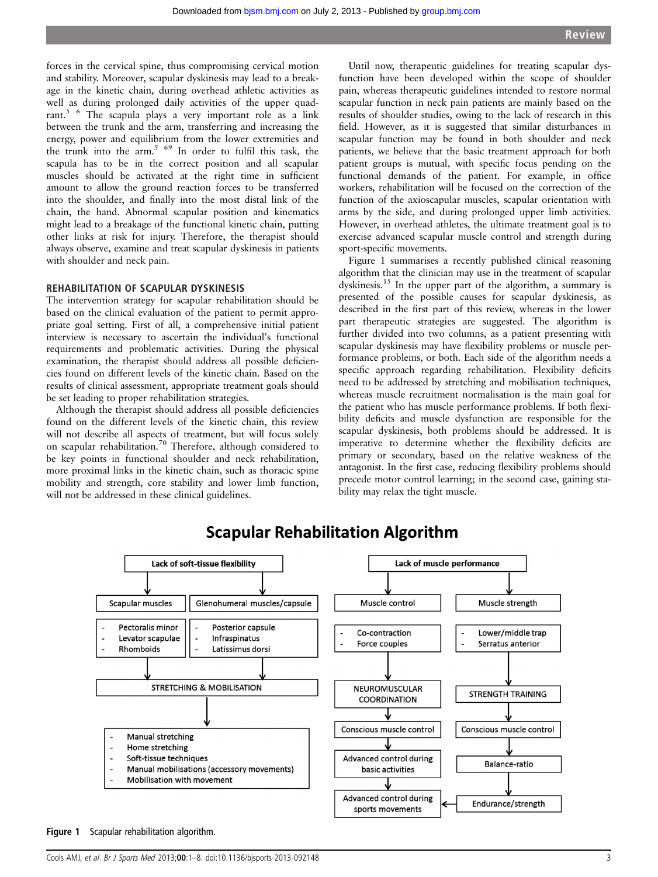forces in the cervical spine, thus compromising cervical motion and stability. Moreover, scapular dyskinesis may lead to a breakage in the kinetic chain, during overhead athletic activities as well as during prolonged daily activities of the upper quadrant.[5 6] The scapula plays a very important role as a link between the trunk and the arm, transferring and increasing the energy, power and equilibrium from the lower extremities and the trunk into the arm.[5 69] In order to fulfil this task, the scapula has to be in the correct position and all scapular muscles should be activated at the right time in sufficient amount to allow the ground reaction forces to be transferred into the shoulder, and finally into the most distal link of the chain, the hand. Abnormal scapular position and kinematics might lead to a breakage of the functional kinetic chain, putting other links at risk for injury. Therefore, the therapist should always observe, examine and treat scapular dyskinesis in patients with shoulder and neck pain.

## REHABILITATION OF SCAPULAR DYSKINESIS

The intervention strategy for scapular rehabilitation should be based on the clinical evaluation of the patient to permit appropriate goal setting. First of all, a comprehensive initial patient interview is necessary to ascertain the individual's functional requirements and problematic activities. During the physical examination, the therapist should address all possible deficiencies found on different levels of the kinetic chain. Based on the results of clinical assessment, appropriate treatment goals should be set leading to proper rehabilitation strategies.

Although the therapist should address all possible deficiencies found on the different levels of the kinetic chain, this review will not describe all aspects of treatment, but will focus solely on scapular rehabilitation.[70] Therefore, although considered to be key points in functional shoulder and neck rehabilitation, more proximal links in the kinetic chain, such as thoracic spine mobility and strength, core stability and lower limb function, will not be addressed in these clinical guidelines.

Until now, therapeutic guidelines for treating scapular dysfunction have been developed within the scope of shoulder pain, whereas therapeutic guidelines intended to restore normal scapular function in neck pain patients are mainly based on the results of shoulder studies, owing to the lack of research in this field. However, as it is suggested that similar disturbances in scapular function may be found in both shoulder and neck patients, we believe that the basic treatment approach for both patient groups is mutual, with specific focus pending on the functional demands of the patient. For example, in office workers, rehabilitation will be focused on the correction of the function of the axioscapular muscles, scapular orientation with arms by the side, and during prolonged upper limb activities. However, in overhead athletes, the ultimate treatment goal is to exercise advanced scapular muscle control and strength during sport-specific movements.

Figure 1 summarises a recently published clinical reasoning algorithm that the clinician may use in the treatment of scapular dyskinesis.[15] In the upper part of the algorithm, a summary is presented of the possible causes for scapular dyskinesis, as described in the first part of this review, whereas in the lower part therapeutic strategies are suggested. The algorithm is further divided into two columns, as a patient presenting with scapular dyskinesis may have flexibility problems or muscle performance problems, or both. Each side of the algorithm needs a specific approach regarding rehabilitation. Flexibility deficits need to be addressed by stretching and mobilisation techniques, whereas muscle recruitment normalisation is the main goal for the patient who has muscle performance problems. If both flexibility deficits and muscle dysfunction are responsible for the scapular dyskinesis, both problems should be addressed. It is imperative to determine whether the flexibility deficits are primary or secondary, based on the relative weakness of the antagonist. In the first case, reducing flexibility problems should precede motor control learning; in the second case, gaining stability may relax the tight muscle.

Scapular Rehabilitation Algorithm

Lack of soft-tissue flexibility

Scapular muscles
- Pectoralis minor
- Levator scapulae
- Rhomboids

Glenohumeral muscles/capsule
- Posterior capsule
- Infraspinatus
- Latissimus dorsi

STRETCHING & MOBILISATION
- Manual stretching
- Home stretching
- Soft-tissue techniques
- Manual mobilisations (accessory movements)
- Mobilisation with movement

Lack of muscle performance

Muscle control
- Co-contraction
- Force couples

NEUROMUSCULAR COORDINATION

Conscious muscle control

Advanced control during basic activities

Advanced control during sports movements

Muscle strength
- Lower/middle trap
- Serratus anterior

STRENGTH TRAINING

Conscious muscle control

Balance-ratio

Endurance/strength

**Figure 1** Scapular rehabilitation algorithm.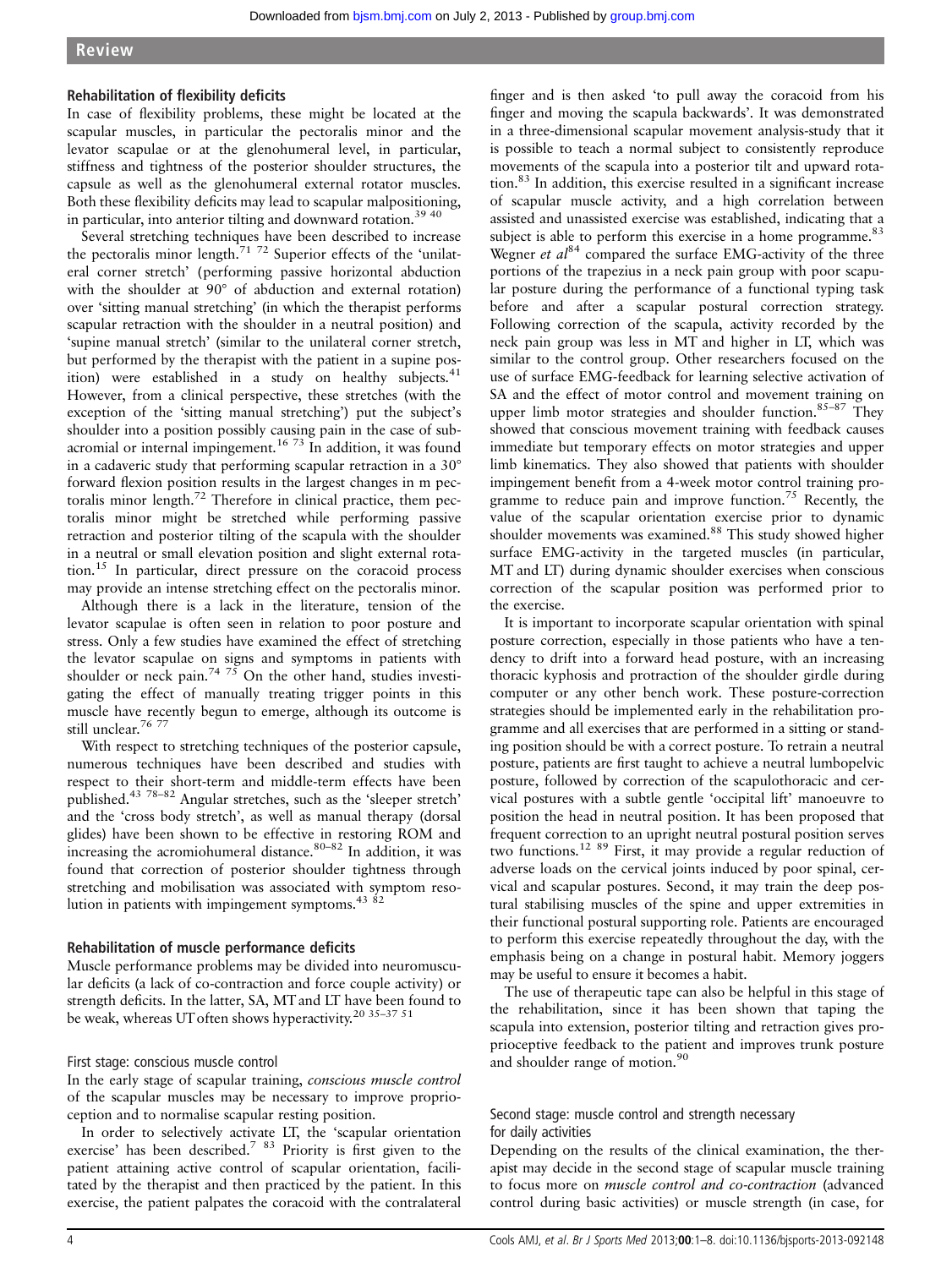## Rehabilitation of flexibility deficits

In case of flexibility problems, these might be located at the scapular muscles, in particular the pectoralis minor and the levator scapulae or at the glenohumeral level, in particular, stiffness and tightness of the posterior shoulder structures, the capsule as well as the glenohumeral external rotator muscles. Both these flexibility deficits may lead to scapular malpositioning, in particular, into anterior tilting and downward rotation.[39 40]

Several stretching techniques have been described to increase the pectoralis minor length.[71 72] Superior effects of the 'unilateral corner stretch' (performing passive horizontal abduction with the shoulder at 90° of abduction and external rotation) over 'sitting manual stretching' (in which the therapist performs scapular retraction with the shoulder in a neutral position) and 'supine manual stretch' (similar to the unilateral corner stretch, but performed by the therapist with the patient in a supine position) were established in a study on healthy subjects.[41] However, from a clinical perspective, these stretches (with the exception of the 'sitting manual stretching') put the subject's shoulder into a position possibly causing pain in the case of subacromial or internal impingement.[16 73] In addition, it was found in a cadaveric study that performing scapular retraction in a 30° forward flexion position results in the largest changes in m pectoralis minor length.[72] Therefore in clinical practice, them pectoralis minor might be stretched while performing passive retraction and posterior tilting of the scapula with the shoulder in a neutral or small elevation position and slight external rotation.[15] In particular, direct pressure on the coracoid process may provide an intense stretching effect on the pectoralis minor.

Although there is a lack in the literature, tension of the levator scapulae is often seen in relation to poor posture and stress. Only a few studies have examined the effect of stretching the levator scapulae on signs and symptoms in patients with shoulder or neck pain.[74 75] On the other hand, studies investigating the effect of manually treating trigger points in this muscle have recently begun to emerge, although its outcome is still unclear.[76 77]

With respect to stretching techniques of the posterior capsule, numerous techniques have been described and studies with respect to their short-term and middle-term effects have been published.[43 78–82] Angular stretches, such as the 'sleeper stretch' and the 'cross body stretch', as well as manual therapy (dorsal glides) have been shown to be effective in restoring ROM and increasing the acromiohumeral distance.[80–82] In addition, it was found that correction of posterior shoulder tightness through stretching and mobilisation was associated with symptom resolution in patients with impingement symptoms.[43 82]

## Rehabilitation of muscle performance deficits

Muscle performance problems may be divided into neuromuscular deficits (a lack of co-contraction and force couple activity) or strength deficits. In the latter, SA, MT and LT have been found to be weak, whereas UT often shows hyperactivity.[20 35–37 51]

### First stage: conscious muscle control

In the early stage of scapular training, *conscious muscle control* of the scapular muscles may be necessary to improve proprioception and to normalise scapular resting position.

In order to selectively activate LT, the 'scapular orientation exercise' has been described.[7 83] Priority is first given to the patient attaining active control of scapular orientation, facilitated by the therapist and then practiced by the patient. In this exercise, the patient palpates the coracoid with the contralateral finger and is then asked 'to pull away the coracoid from his finger and moving the scapula backwards'. It was demonstrated in a three-dimensional scapular movement analysis-study that it is possible to teach a normal subject to consistently reproduce movements of the scapula into a posterior tilt and upward rotation.[83] In addition, this exercise resulted in a significant increase of scapular muscle activity, and a high correlation between assisted and unassisted exercise was established, indicating that a subject is able to perform this exercise in a home programme.[83] Wegner *et al*[84] compared the surface EMG-activity of the three portions of the trapezius in a neck pain group with poor scapular posture during the performance of a functional typing task before and after a scapular postural correction strategy. Following correction of the scapula, activity recorded by the neck pain group was less in MT and higher in LT, which was similar to the control group. Other researchers focused on the use of surface EMG-feedback for learning selective activation of SA and the effect of motor control and movement training on upper limb motor strategies and shoulder function.[85–87] They showed that conscious movement training with feedback causes immediate but temporary effects on motor strategies and upper limb kinematics. They also showed that patients with shoulder impingement benefit from a 4-week motor control training programme to reduce pain and improve function.[75] Recently, the value of the scapular orientation exercise prior to dynamic shoulder movements was examined.[88] This study showed higher surface EMG-activity in the targeted muscles (in particular, MT and LT) during dynamic shoulder exercises when conscious correction of the scapular position was performed prior to the exercise.

It is important to incorporate scapular orientation with spinal posture correction, especially in those patients who have a tendency to drift into a forward head posture, with an increasing thoracic kyphosis and protraction of the shoulder girdle during computer or any other bench work. These posture-correction strategies should be implemented early in the rehabilitation programme and all exercises that are performed in a sitting or standing position should be with a correct posture. To retrain a neutral posture, patients are first taught to achieve a neutral lumbopelvic posture, followed by correction of the scapulothoracic and cervical postures with a subtle gentle 'occipital lift' manoeuvre to position the head in neutral position. It has been proposed that frequent correction to an upright neutral postural position serves two functions.[12 89] First, it may provide a regular reduction of adverse loads on the cervical joints induced by poor spinal, cervical and scapular postures. Second, it may train the deep postural stabilising muscles of the spine and upper extremities in their functional postural supporting role. Patients are encouraged to perform this exercise repeatedly throughout the day, with the emphasis being on a change in postural habit. Memory joggers may be useful to ensure it becomes a habit.

The use of therapeutic tape can also be helpful in this stage of the rehabilitation, since it has been shown that taping the scapula into extension, posterior tilting and retraction gives proprioceptive feedback to the patient and improves trunk posture and shoulder range of motion.[90]

### Second stage: muscle control and strength necessary for daily activities

Depending on the results of the clinical examination, the therapist may decide in the second stage of scapular muscle training to focus more on *muscle control and co-contraction* (advanced control during basic activities) or muscle strength (in case, for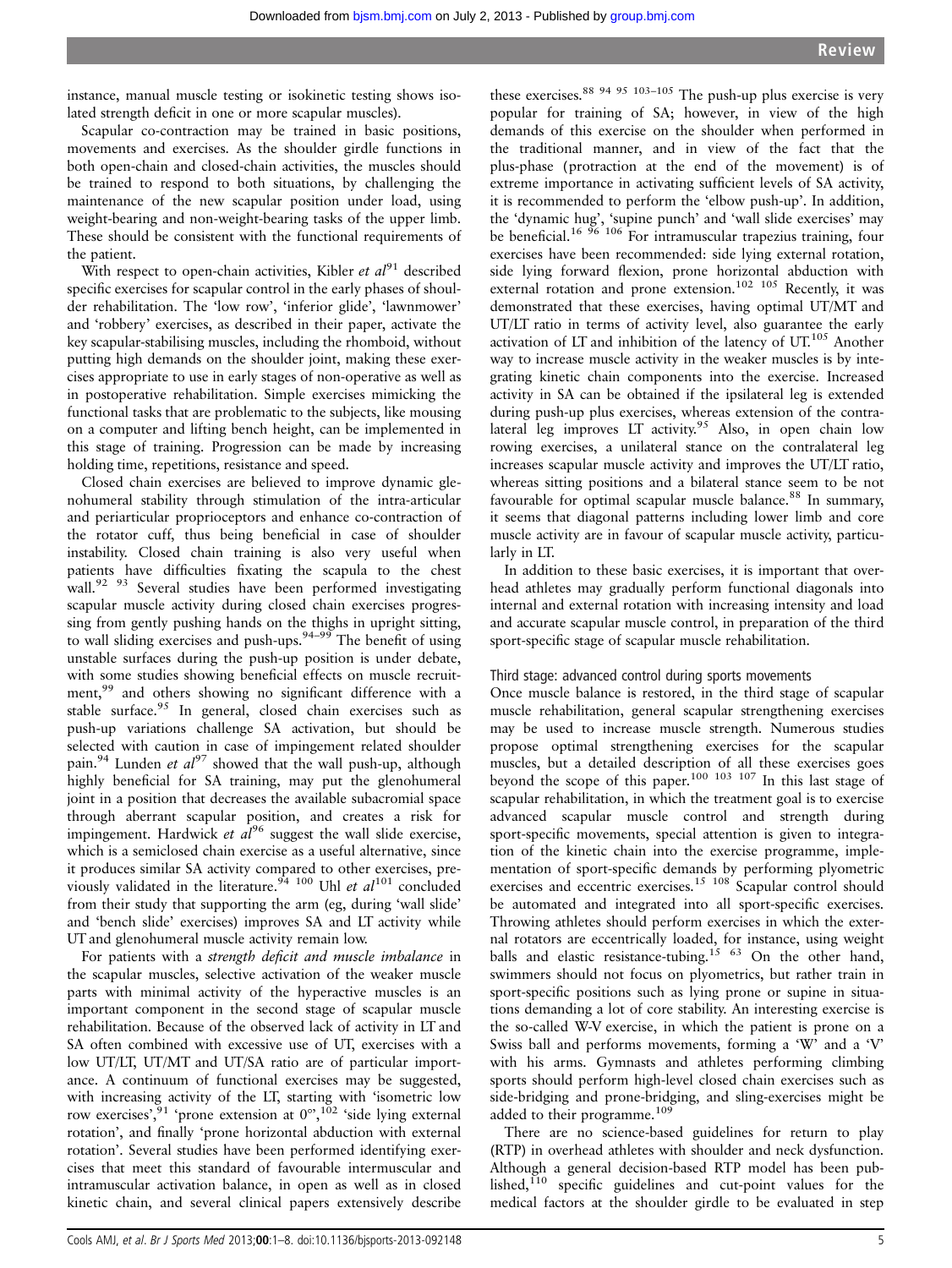instance, manual muscle testing or isokinetic testing shows isolated strength deficit in one or more scapular muscles).

Scapular co-contraction may be trained in basic positions, movements and exercises. As the shoulder girdle functions in both open-chain and closed-chain activities, the muscles should be trained to respond to both situations, by challenging the maintenance of the new scapular position under load, using weight-bearing and non-weight-bearing tasks of the upper limb. These should be consistent with the functional requirements of the patient.

With respect to open-chain activities, Kibler *et al*[91] described specific exercises for scapular control in the early phases of shoulder rehabilitation. The 'low row', 'inferior glide', 'lawnmower' and 'robbery' exercises, as described in their paper, activate the key scapular-stabilising muscles, including the rhomboid, without putting high demands on the shoulder joint, making these exercises appropriate to use in early stages of non-operative as well as in postoperative rehabilitation. Simple exercises mimicking the functional tasks that are problematic to the subjects, like mousing on a computer and lifting bench height, can be implemented in this stage of training. Progression can be made by increasing holding time, repetitions, resistance and speed.

Closed chain exercises are believed to improve dynamic glenohumeral stability through stimulation of the intra-articular and periarticular proprioceptors and enhance co-contraction of the rotator cuff, thus being beneficial in case of shoulder instability. Closed chain training is also very useful when patients have difficulties fixating the scapula to the chest wall.[92 93] Several studies have been performed investigating scapular muscle activity during closed chain exercises progressing from gently pushing hands on the thighs in upright sitting, to wall sliding exercises and push-ups.[94–99] The benefit of using unstable surfaces during the push-up position is under debate, with some studies showing beneficial effects on muscle recruitment,[99] and others showing no significant difference with a stable surface.[95] In general, closed chain exercises such as push-up variations challenge SA activation, but should be selected with caution in case of impingement related shoulder pain.[94] Lunden *et al*[97] showed that the wall push-up, although highly beneficial for SA training, may put the glenohumeral joint in a position that decreases the available subacromial space through aberrant scapular position, and creates a risk for impingement. Hardwick *et al*[96] suggest the wall slide exercise, which is a semiclosed chain exercise as a useful alternative, since it produces similar SA activity compared to other exercises, previously validated in the literature.[94 100] Uhl *et al*[101] concluded from their study that supporting the arm (eg, during 'wall slide' and 'bench slide' exercises) improves SA and LT activity while UT and glenohumeral muscle activity remain low.

For patients with a *strength deficit and muscle imbalance* in the scapular muscles, selective activation of the weaker muscle parts with minimal activity of the hyperactive muscles is an important component in the second stage of scapular muscle rehabilitation. Because of the observed lack of activity in LT and SA often combined with excessive use of UT, exercises with a low UT/LT, UT/MT and UT/SA ratio are of particular importance. A continuum of functional exercises may be suggested, with increasing activity of the LT, starting with 'isometric low row exercises',[91] 'prone extension at 0°',[102] 'side lying external rotation', and finally 'prone horizontal abduction with external rotation'. Several studies have been performed identifying exercises that meet this standard of favourable intermuscular and intramuscular activation balance, in open as well as in closed kinetic chain, and several clinical papers extensively describe these exercises.[88 94 95 103–105] The push-up plus exercise is very popular for training of SA; however, in view of the high demands of this exercise on the shoulder when performed in the traditional manner, and in view of the fact that the plus-phase (protraction at the end of the movement) is of extreme importance in activating sufficient levels of SA activity, it is recommended to perform the 'elbow push-up'. In addition, the 'dynamic hug', 'supine punch' and 'wall slide exercises' may be beneficial.[16 96 106] For intramuscular trapezius training, four exercises have been recommended: side lying external rotation, side lying forward flexion, prone horizontal abduction with external rotation and prone extension.[102 105] Recently, it was demonstrated that these exercises, having optimal UT/MT and UT/LT ratio in terms of activity level, also guarantee the early activation of LT and inhibition of the latency of UT.[105] Another way to increase muscle activity in the weaker muscles is by integrating kinetic chain components into the exercise. Increased activity in SA can be obtained if the ipsilateral leg is extended during push-up plus exercises, whereas extension of the contralateral leg improves LT activity.[95] Also, in open chain low rowing exercises, a unilateral stance on the contralateral leg increases scapular muscle activity and improves the UT/LT ratio, whereas sitting positions and a bilateral stance seem to be not favourable for optimal scapular muscle balance.[88] In summary, it seems that diagonal patterns including lower limb and core muscle activity are in favour of scapular muscle activity, particularly in LT.

In addition to these basic exercises, it is important that overhead athletes may gradually perform functional diagonals into internal and external rotation with increasing intensity and load and accurate scapular muscle control, in preparation of the third sport-specific stage of scapular muscle rehabilitation.

### Third stage: advanced control during sports movements

Once muscle balance is restored, in the third stage of scapular muscle rehabilitation, general scapular strengthening exercises may be used to increase muscle strength. Numerous studies propose optimal strengthening exercises for the scapular muscles, but a detailed description of all these exercises goes beyond the scope of this paper.[100 103 107] In this last stage of scapular rehabilitation, in which the treatment goal is to exercise advanced scapular muscle control and strength during sport-specific movements, special attention is given to integration of the kinetic chain into the exercise programme, implementation of sport-specific demands by performing plyometric exercises and eccentric exercises.[15 108] Scapular control should be automated and integrated into all sport-specific exercises. Throwing athletes should perform exercises in which the external rotators are eccentrically loaded, for instance, using weight balls and elastic resistance-tubing.[15 63] On the other hand, swimmers should not focus on plyometrics, but rather train in sport-specific positions such as lying prone or supine in situations demanding a lot of core stability. An interesting exercise is the so-called W-V exercise, in which the patient is prone on a Swiss ball and performs movements, forming a 'W' and a 'V' with his arms. Gymnasts and athletes performing climbing sports should perform high-level closed chain exercises such as side-bridging and prone-bridging, and sling-exercises might be added to their programme.[109]

There are no science-based guidelines for return to play (RTP) in overhead athletes with shoulder and neck dysfunction. Although a general decision-based RTP model has been published,[110] specific guidelines and cut-point values for the medical factors at the shoulder girdle to be evaluated in step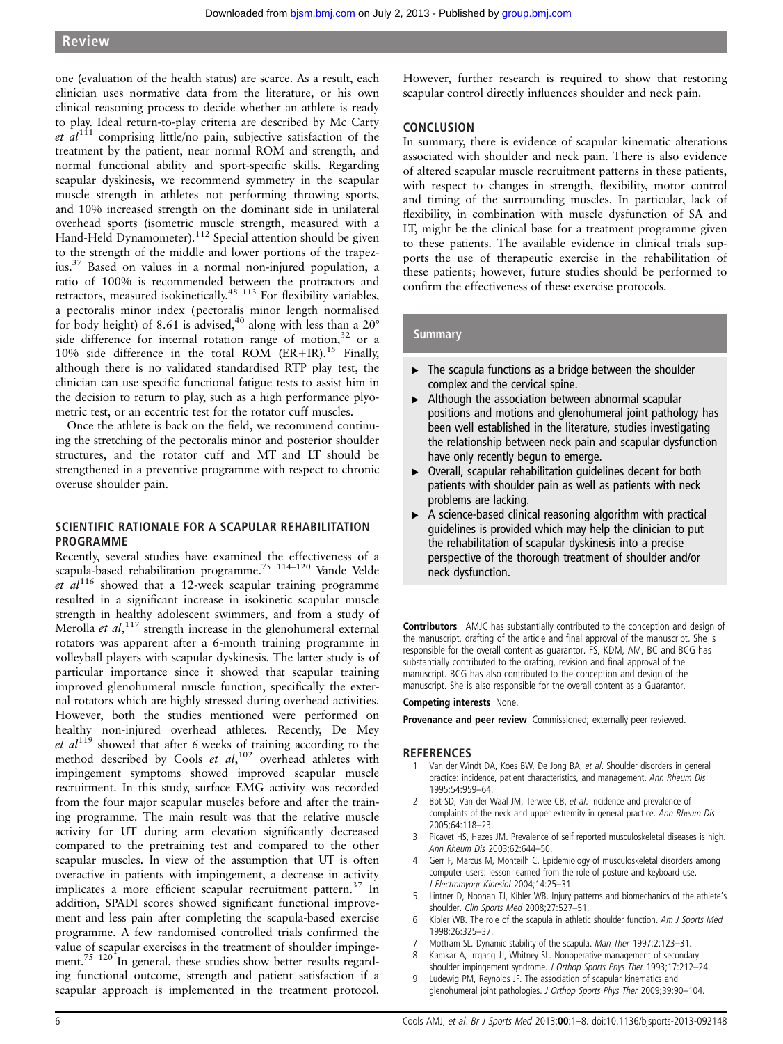one (evaluation of the health status) are scarce. As a result, each clinician uses normative data from the literature, or his own clinical reasoning process to decide whether an athlete is ready to play. Ideal return-to-play criteria are described by Mc Carty *et al*[111] comprising little/no pain, subjective satisfaction of the treatment by the patient, near normal ROM and strength, and normal functional ability and sport-specific skills. Regarding scapular dyskinesis, we recommend symmetry in the scapular muscle strength in athletes not performing throwing sports, and 10% increased strength on the dominant side in unilateral overhead sports (isometric muscle strength, measured with a Hand-Held Dynamometer).[112] Special attention should be given to the strength of the middle and lower portions of the trapezius.[37] Based on values in a normal non-injured population, a ratio of 100% is recommended between the protractors and retractors, measured isokinetically.[48,113] For flexibility variables, a pectoralis minor index (pectoralis minor length normalised for body height) of 8.61 is advised,[40] along with less than a 20° side difference for internal rotation range of motion,[32] or a 10% side difference in the total ROM (ER+IR).[15] Finally, although there is no validated standardised RTP play test, the clinician can use specific functional fatigue tests to assist him in the decision to return to play, such as a high performance plyometric test, or an eccentric test for the rotator cuff muscles.

Once the athlete is back on the field, we recommend continuing the stretching of the pectoralis minor and posterior shoulder structures, and the rotator cuff and MT and LT should be strengthened in a preventive programme with respect to chronic overuse shoulder pain.

## SCIENTIFIC RATIONALE FOR A SCAPULAR REHABILITATION PROGRAMME

Recently, several studies have examined the effectiveness of a scapula-based rehabilitation programme.[75,114–120] Vande Velde *et al*[116] showed that a 12-week scapular training programme resulted in a significant increase in isokinetic scapular muscle strength in healthy adolescent swimmers, and from a study of Merolla *et al*,[117] strength increase in the glenohumeral external rotators was apparent after a 6-month training programme in volleyball players with scapular dyskinesis. The latter study is of particular importance since it showed that scapular training improved glenohumeral muscle function, specifically the external rotators which are highly stressed during overhead activities. However, both the studies mentioned were performed on healthy non-injured overhead athletes. Recently, De Mey *et al*[119] showed that after 6 weeks of training according to the method described by Cools *et al*,[102] overhead athletes with impingement symptoms showed improved scapular muscle recruitment. In this study, surface EMG activity was recorded from the four major scapular muscles before and after the training programme. The main result was that the relative muscle activity for UT during arm elevation significantly decreased compared to the pretraining test and compared to the other scapular muscles. In view of the assumption that UT is often overactive in patients with impingement, a decrease in activity implicates a more efficient scapular recruitment pattern.[37] In addition, SPADI scores showed significant functional improvement and less pain after completing the scapula-based exercise programme. A few randomised controlled trials confirmed the value of scapular exercises in the treatment of shoulder impingement.[75,120] In general, these studies show better results regarding functional outcome, strength and patient satisfaction if a scapular approach is implemented in the treatment protocol. However, further research is required to show that restoring scapular control directly influences shoulder and neck pain.

## CONCLUSION

In summary, there is evidence of scapular kinematic alterations associated with shoulder and neck pain. There is also evidence of altered scapular muscle recruitment patterns in these patients, with respect to changes in strength, flexibility, motor control and timing of the surrounding muscles. In particular, lack of flexibility, in combination with muscle dysfunction of SA and LT, might be the clinical base for a treatment programme given to these patients. The available evidence in clinical trials supports the use of therapeutic exercise in the rehabilitation of these patients; however, future studies should be performed to confirm the effectiveness of these exercise protocols.

### Summary

- The scapula functions as a bridge between the shoulder complex and the cervical spine.
- Although the association between abnormal scapular positions and motions and glenohumeral joint pathology has been well established in the literature, studies investigating the relationship between neck pain and scapular dysfunction have only recently begun to emerge.
- Overall, scapular rehabilitation guidelines decent for both patients with shoulder pain as well as patients with neck problems are lacking.
- A science-based clinical reasoning algorithm with practical guidelines is provided which may help the clinician to put the rehabilitation of scapular dyskinesis into a precise perspective of the thorough treatment of shoulder and/or neck dysfunction.

**Contributors** AMJC has substantially contributed to the conception and design of the manuscript, drafting of the article and final approval of the manuscript. She is responsible for the overall content as guarantor. FS, KDM, AM, BC and BCG has substantially contributed to the drafting, revision and final approval of the manuscript. BCG has also contributed to the conception and design of the manuscript. She is also responsible for the overall content as a Guarantor.

**Competing interests** None.

**Provenance and peer review** Commissioned; externally peer reviewed.

## REFERENCES

1. Van der Windt DA, Koes BW, De Jong BA, *et al*. Shoulder disorders in general practice: incidence, patient characteristics, and management. *Ann Rheum Dis* 1995;54:959–64.
2. Bot SD, Van der Waal JM, Terwee CB, *et al*. Incidence and prevalence of complaints of the neck and upper extremity in general practice. *Ann Rheum Dis* 2005;64:118–23.
3. Picavet HS, Hazes JM. Prevalence of self reported musculoskeletal diseases is high. *Ann Rheum Dis* 2003;62:644–50.
4. Gerr F, Marcus M, Monteilh C. Epidemiology of musculoskeletal disorders among computer users: lesson learned from the role of posture and keyboard use. *J Electromyogr Kinesiol* 2004;14:25–31.
5. Lintner D, Noonan TJ, Kibler WB. Injury patterns and biomechanics of the athlete's shoulder. *Clin Sports Med* 2008;27:527–51.
6. Kibler WB. The role of the scapula in athletic shoulder function. *Am J Sports Med* 1998;26:325–37.
7. Mottram SL. Dynamic stability of the scapula. *Man Ther* 1997;2:123–31.
8. Kamkar A, Irrgang JJ, Whitney SL. Nonoperative management of secondary shoulder impingement syndrome. *J Orthop Sports Phys Ther* 1993;17:212–24.
9. Ludewig PM, Reynolds JF. The association of scapular kinematics and glenohumeral joint pathologies. *J Orthop Sports Phys Ther* 2009;39:90–104.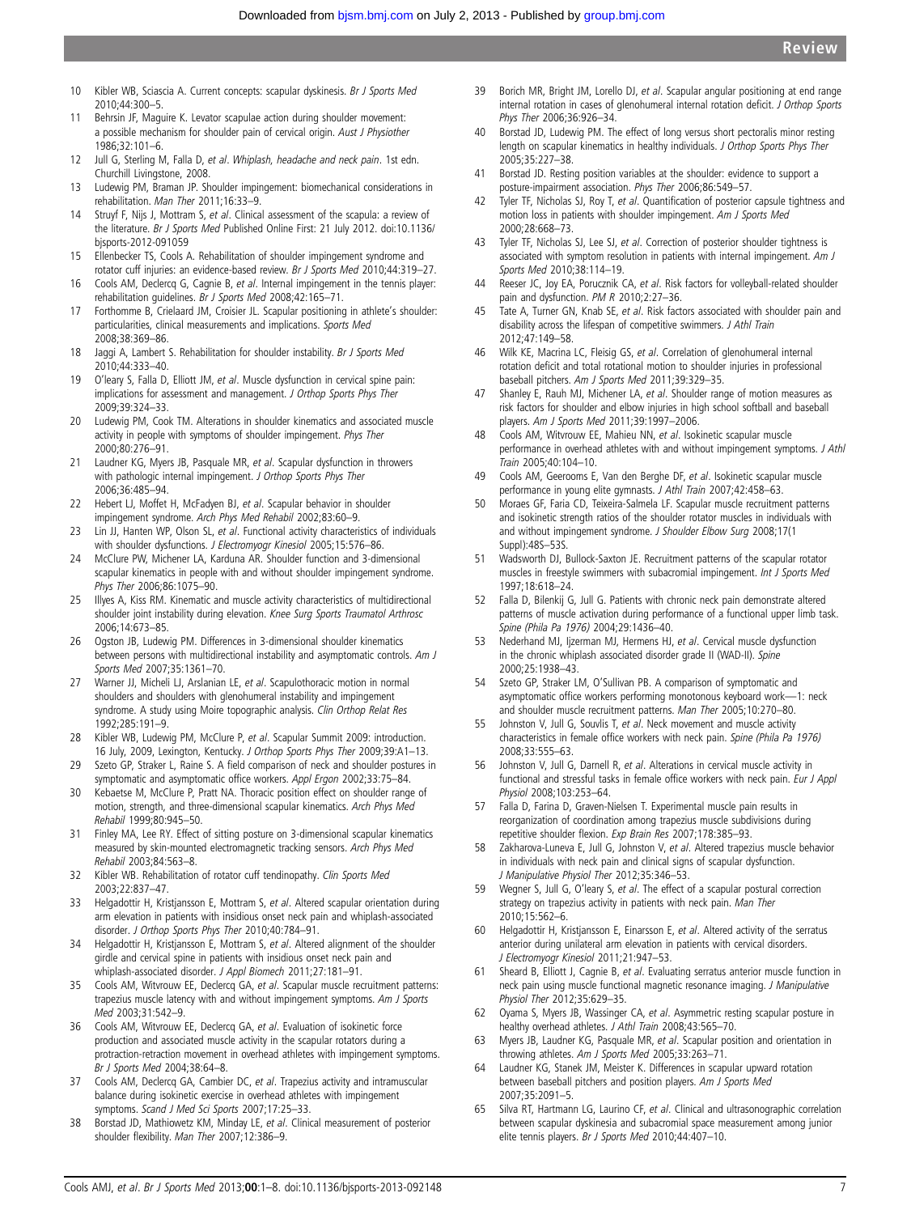10 Kibler WB, Sciascia A. Current concepts: scapular dyskinesis. *Br J Sports Med* 2010;44:300–5.
11 Behrsin JF, Maguire K. Levator scapulae action during shoulder movement: a possible mechanism for shoulder pain of cervical origin. *Aust J Physiother* 1986;32:101–6.
12 Jull G, Sterling M, Falla D, *et al*. *Whiplash, headache and neck pain*. 1st edn. Churchill Livingstone, 2008.
13 Ludewig PM, Braman JP. Shoulder impingement: biomechanical considerations in rehabilitation. *Man Ther* 2011;16:33–9.
14 Struyf F, Nijs J, Mottram S, *et al*. Clinical assessment of the scapula: a review of the literature. *Br J Sports Med* Published Online First: 21 July 2012. doi:10.1136/bjsports-2012-091059
15 Ellenbecker TS, Cools A. Rehabilitation of shoulder impingement syndrome and rotator cuff injuries: an evidence-based review. *Br J Sports Med* 2010;44:319–27.
16 Cools AM, Declercq G, Cagnie B, *et al*. Internal impingement in the tennis player: rehabilitation guidelines. *Br J Sports Med* 2008;42:165–71.
17 Forthomme B, Crielaard JM, Croisier JL. Scapular positioning in athlete's shoulder: particularities, clinical measurements and implications. *Sports Med* 2008;38:369–86.
18 Jaggi A, Lambert S. Rehabilitation for shoulder instability. *Br J Sports Med* 2010;44:333–40.
19 O'leary S, Falla D, Elliott JM, *et al*. Muscle dysfunction in cervical spine pain: implications for assessment and management. *J Orthop Sports Phys Ther* 2009;39:324–33.
20 Ludewig PM, Cook TM. Alterations in shoulder kinematics and associated muscle activity in people with symptoms of shoulder impingement. *Phys Ther* 2000;80:276–91.
21 Laudner KG, Myers JB, Pasquale MR, *et al*. Scapular dysfunction in throwers with pathologic internal impingement. *J Orthop Sports Phys Ther* 2006;36:485–94.
22 Hebert LJ, Moffet H, McFadyen BJ, *et al*. Scapular behavior in shoulder impingement syndrome. *Arch Phys Med Rehabil* 2002;83:60–9.
23 Lin JJ, Hanten WP, Olson SL, *et al*. Functional activity characteristics of individuals with shoulder dysfunctions. *J Electromyogr Kinesiol* 2005;15:576–86.
24 McClure PW, Michener LA, Karduna AR. Shoulder function and 3-dimensional scapular kinematics in people with and without shoulder impingement syndrome. *Phys Ther* 2006;86:1075–90.
25 Illyes A, Kiss RM. Kinematic and muscle activity characteristics of multidirectional shoulder joint instability during elevation. *Knee Surg Sports Traumatol Arthrosc* 2006;14:673–85.
26 Ogston JB, Ludewig PM. Differences in 3-dimensional shoulder kinematics between persons with multidirectional instability and asymptomatic controls. *Am J Sports Med* 2007;35:1361–70.
27 Warner JJ, Micheli LJ, Arslanian LE, *et al*. Scapulothoracic motion in normal shoulders and shoulders with glenohumeral instability and impingement syndrome. A study using Moire topographic analysis. *Clin Orthop Relat Res* 1992;285:191–9.
28 Kibler WB, Ludewig PM, McClure P, *et al*. Scapular Summit 2009: introduction. 16 July, 2009, Lexington, Kentucky. *J Orthop Sports Phys Ther* 2009;39:A1–13.
29 Szeto GP, Straker L, Raine S. A field comparison of neck and shoulder postures in symptomatic and asymptomatic office workers. *Appl Ergon* 2002;33:75–84.
30 Kebaetse M, McClure P, Pratt NA. Thoracic position effect on shoulder range of motion, strength, and three-dimensional scapular kinematics. *Arch Phys Med Rehabil* 1999;80:945–50.
31 Finley MA, Lee RY. Effect of sitting posture on 3-dimensional scapular kinematics measured by skin-mounted electromagnetic tracking sensors. *Arch Phys Med Rehabil* 2003;84:563–8.
32 Kibler WB. Rehabilitation of rotator cuff tendinopathy. *Clin Sports Med* 2003;22:837–47.
33 Helgadottir H, Kristjansson E, Mottram S, *et al*. Altered scapular orientation during arm elevation in patients with insidious onset neck pain and whiplash-associated disorder. *J Orthop Sports Phys Ther* 2010;40:784–91.
34 Helgadottir H, Kristjansson E, Mottram S, *et al*. Altered alignment of the shoulder girdle and cervical spine in patients with insidious onset neck pain and whiplash-associated disorder. *J Appl Biomech* 2011;27:181–91.
35 Cools AM, Witvrouw EE, Declercq GA, *et al*. Scapular muscle recruitment patterns: trapezius muscle latency with and without impingement symptoms. *Am J Sports Med* 2003;31:542–9.
36 Cools AM, Witvrouw EE, Declercq GA, *et al*. Evaluation of isokinetic force production and associated muscle activity in the scapular rotators during a protraction-retraction movement in overhead athletes with impingement symptoms. *Br J Sports Med* 2004;38:64–8.
37 Cools AM, Declercq GA, Cambier DC, *et al*. Trapezius activity and intramuscular balance during isokinetic exercise in overhead athletes with impingement symptoms. *Scand J Med Sci Sports* 2007;17:25–33.
38 Borstad JD, Mathiowetz KM, Minday LE, *et al*. Clinical measurement of posterior shoulder flexibility. *Man Ther* 2007;12:386–9.
39 Borich MR, Bright JM, Lorello DJ, *et al*. Scapular angular positioning at end range internal rotation in cases of glenohumeral internal rotation deficit. *J Orthop Sports Phys Ther* 2006;36:926–34.
40 Borstad JD, Ludewig PM. The effect of long versus short pectoralis minor resting length on scapular kinematics in healthy individuals. *J Orthop Sports Phys Ther* 2005;35:227–38.
41 Borstad JD. Resting position variables at the shoulder: evidence to support a posture-impairment association. *Phys Ther* 2006;86:549–57.
42 Tyler TF, Nicholas SJ, Roy T, *et al*. Quantification of posterior capsule tightness and motion loss in patients with shoulder impingement. *Am J Sports Med* 2000;28:668–73.
43 Tyler TF, Nicholas SJ, Lee SJ, *et al*. Correction of posterior shoulder tightness is associated with symptom resolution in patients with internal impingement. *Am J Sports Med* 2010;38:114–19.
44 Reeser JC, Joy EA, Porucznik CA, *et al*. Risk factors for volleyball-related shoulder pain and dysfunction. *PM R* 2010;2:27–36.
45 Tate A, Turner GN, Knab SE, *et al*. Risk factors associated with shoulder pain and disability across the lifespan of competitive swimmers. *J Athl Train* 2012;47:149–58.
46 Wilk KE, Macrina LC, Fleisig GS, *et al*. Correlation of glenohumeral internal rotation deficit and total rotational motion to shoulder injuries in professional baseball pitchers. *Am J Sports Med* 2011;39:329–35.
47 Shanley E, Rauh MJ, Michener LA, *et al*. Shoulder range of motion measures as risk factors for shoulder and elbow injuries in high school softball and baseball players. *Am J Sports Med* 2011;39:1997–2006.
48 Cools AM, Witvrouw EE, Mahieu NN, *et al*. Isokinetic scapular muscle performance in overhead athletes with and without impingement symptoms. *J Athl Train* 2005;40:104–10.
49 Cools AM, Geerooms E, Van den Berghe DF, *et al*. Isokinetic scapular muscle performance in young elite gymnasts. *J Athl Train* 2007;42:458–63.
50 Moraes GF, Faria CD, Teixeira-Salmela LF. Scapular muscle recruitment patterns and isokinetic strength ratios of the shoulder rotator muscles in individuals with and without impingement syndrome. *J Shoulder Elbow Surg* 2008;17(1 Suppl):48S–53S.
51 Wadsworth DJ, Bullock-Saxton JE. Recruitment patterns of the scapular rotator muscles in freestyle swimmers with subacromial impingement. *Int J Sports Med* 1997;18:618–24.
52 Falla D, Bilenkij G, Jull G. Patients with chronic neck pain demonstrate altered patterns of muscle activation during performance of a functional upper limb task. *Spine (Phila Pa 1976)* 2004;29:1436–40.
53 Nederhand MJ, Ijzerman MJ, Hermens HJ, *et al*. Cervical muscle dysfunction in the chronic whiplash associated disorder grade II (WAD-II). *Spine* 2000;25:1938–43.
54 Szeto GP, Straker LM, O'Sullivan PB. A comparison of symptomatic and asymptomatic office workers performing monotonous keyboard work—1: neck and shoulder muscle recruitment patterns. *Man Ther* 2005;10:270–80.
55 Johnston V, Jull G, Souvlis T, *et al*. Neck movement and muscle activity characteristics in female office workers with neck pain. *Spine (Phila Pa 1976)* 2008;33:555–63.
56 Johnston V, Jull G, Darnell R, *et al*. Alterations in cervical muscle activity in functional and stressful tasks in female office workers with neck pain. *Eur J Appl Physiol* 2008;103:253–64.
57 Falla D, Farina D, Graven-Nielsen T. Experimental muscle pain results in reorganization of coordination among trapezius muscle subdivisions during repetitive shoulder flexion. *Exp Brain Res* 2007;178:385–93.
58 Zakharova-Luneva E, Jull G, Johnston V, *et al*. Altered trapezius muscle behavior in individuals with neck pain and clinical signs of scapular dysfunction. *J Manipulative Physiol Ther* 2012;35:346–53.
59 Wegner S, Jull G, O'Leary S, *et al*. The effect of a scapular postural correction strategy on trapezius activity in patients with neck pain. *Man Ther* 2010;15:562–6.
60 Helgadottir H, Kristjansson E, Einarsson E, *et al*. Altered activity of the serratus anterior during unilateral arm elevation in patients with cervical disorders. *J Electromyogr Kinesiol* 2011;21:947–53.
61 Sheard B, Elliott J, Cagnie B, *et al*. Evaluating serratus anterior muscle function in neck pain using muscle functional magnetic resonance imaging. *J Manipulative Physiol Ther* 2012;35:629–35.
62 Oyama S, Myers JB, Wassinger CA, *et al*. Asymmetric resting scapular posture in healthy overhead athletes. *J Athl Train* 2008;43:565–70.
63 Myers JB, Laudner KG, Pasquale MR, *et al*. Scapular position and orientation in throwing athletes. *Am J Sports Med* 2005;33:263–71.
64 Laudner KG, Stanek JM, Meister K. Differences in scapular upward rotation between baseball pitchers and position players. *Am J Sports Med* 2007;35:2091–5.
65 Silva RT, Hartmann LG, Laurino CF, *et al*. Clinical and ultrasonographic correlation between scapular dyskinesia and subacromial space measurement among junior elite tennis players. *Br J Sports Med* 2010;44:407–10.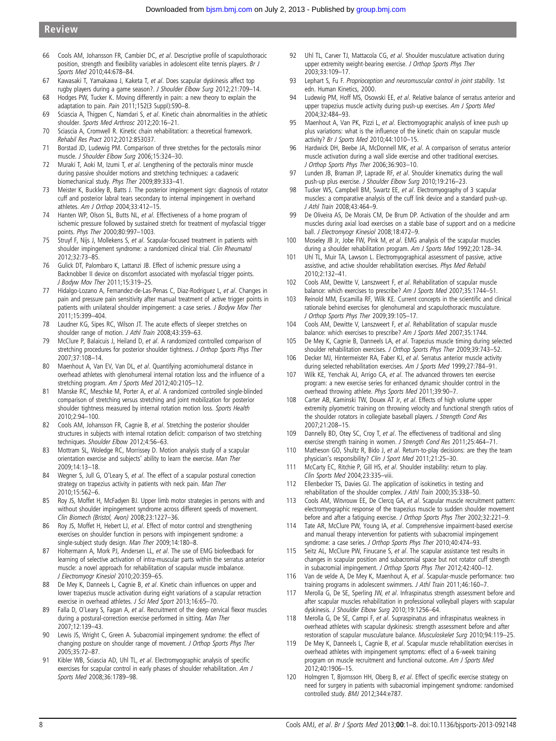66 Cools AM, Johansson FR, Cambier DC, *et al*. Descriptive profile of scapulothoracic position, strength and flexibility variables in adolescent elite tennis players. *Br J Sports Med* 2010;44:678–84.

67 Kawasaki T, Yamakawa J, Kaketa T, *et al*. Does scapular dyskinesis affect top rugby players during a game season?. *J Shoulder Elbow Surg* 2012;21:709–14.

68 Hodges PW, Tucker K. Moving differently in pain: a new theory to explain the adaptation to pain. *Pain* 2011;152(3 Suppl):S90–8.

69 Sciascia A, Thigpen C, Namdari S, *et al*. Kinetic chain abnormalities in the athletic shoulder. *Sports Med Arthrosc* 2012;20:16–21.

70 Sciascia A, Cromwell R. Kinetic chain rehabilitation: a theoretical framework. *Rehabil Res Pract* 2012;2012:853037.

71 Borstad JD, Ludewig PM. Comparison of three stretches for the pectoralis minor muscle. *J Shoulder Elbow Surg* 2006;15:324–30.

72 Muraki T, Aoki M, Izumi T, *et al*. Lengthening of the pectoralis minor muscle during passive shoulder motions and stretching techniques: a cadaveric biomechanical study. *Phys Ther* 2009;89:333–41.

73 Meister K, Buckley B, Batts J. The posterior impingement sign: diagnosis of rotator cuff and posterior labral tears secondary to internal impingement in overhand athletes. *Am J Orthop* 2004;33:412–15.

74 Hanten WP, Olson SL, Butts NL, *et al*. Effectiveness of a home program of ischemic pressure followed by sustained stretch for treatment of myofascial trigger points. *Phys Ther* 2000;80:997–1003.

75 Struyf F, Nijs J, Mollekens S, *et al*. Scapular-focused treatment in patients with shoulder impingement syndrome: a randomized clinical trial. *Clin Rheumatol* 2012;32:73–85.

76 Gulick DT, Palombaro K, Lattanzi JB. Effect of ischemic pressure using a Backnobber II device on discomfort associated with myofascial trigger points. *J Bodyw Mov Ther* 2011;15:319–25.

77 Hidalgo-Lozano A, Fernandez-de-Las-Penas C, Diaz-Rodriguez L, *et al*. Changes in pain and pressure pain sensitivity after manual treatment of active trigger points in patients with unilateral shoulder impingement: a case series. *J Bodyw Mov Ther* 2011;15:399–404.

78 Laudner KG, Sipes RC, Wilson JT. The acute effects of sleeper stretches on shoulder range of motion. *J Athl Train* 2008;43:359–63.

79 McClure P, Balaicuis J, Heiland D, *et al*. A randomized controlled comparison of stretching procedures for posterior shoulder tightness. *J Orthop Sports Phys Ther* 2007;37:108–14.

80 Maenhout A, Van EV, Van DL, *et al*. Quantifying acromiohumeral distance in overhead athletes with glenohumeral internal rotation loss and the influence of a stretching program. *Am J Sports Med* 2012;40:2105–12.

81 Manske RC, Meschke M, Porter A, *et al*. A randomized controlled single-blinded comparison of stretching versus stretching and joint mobilization for posterior shoulder tightness measured by internal rotation motion loss. *Sports Health* 2010;2:94–100.

82 Cools AM, Johansson FR, Cagnie B, *et al*. Stretching the posterior shoulder structures in subjects with internal rotation deficit: comparison of two stretching techniques. *Shoulder Elbow* 2012;4:56–63.

83 Mottram SL, Woledge RC, Morrissey D. Motion analysis study of a scapular orientation exercise and subjects' ability to learn the exercise. *Man Ther* 2009;14:13–18.

84 Wegner S, Jull G, O'Leary S, *et al*. The effect of a scapular postural correction strategy on trapezius activity in patients with neck pain. *Man Ther* 2010;15:562–6.

85 Roy JS, Moffet H, McFadyen BJ. Upper limb motor strategies in persons with and without shoulder impingement syndrome across different speeds of movement. *Clin Biomech (Bristol, Avon)* 2008;23:1227–36.

86 Roy JS, Moffet H, Hebert LJ, *et al*. Effect of motor control and strengthening exercises on shoulder function in persons with impingement syndrome: a single-subject study design. *Man Ther* 2009;14:180–8.

87 Holtermann A, Mork PJ, Andersen LL, *et al*. The use of EMG biofeedback for learning of selective activation of intra-muscular parts within the serratus anterior muscle: a novel approach for rehabilitation of scapular muscle imbalance. *J Electromyogr Kinesiol* 2010;20:359–65.

88 De Mey K, Danneels L, Cagnie B, *et al*. Kinetic chain influences on upper and lower trapezius muscle activation during eight variations of a scapular retraction exercise in overhead athletes. *J Sci Med Sport* 2013;16:65–70.

89 Falla D, O'Leary S, Fagan A, *et al*. Recruitment of the deep cervical flexor muscles during a postural-correction exercise performed in sitting. *Man Ther* 2007;12:139–43.

90 Lewis JS, Wright C, Green A. Subacromial impingement syndrome: the effect of changing posture on shoulder range of movement. *J Orthop Sports Phys Ther* 2005;35:72–87.

91 Kibler WB, Sciascia AD, Uhl TL, *et al*. Electromyographic analysis of specific exercises for scapular control in early phases of shoulder rehabilitation. *Am J Sports Med* 2008;36:1789–98.

92 Uhl TL, Carver TJ, Mattacola CG, *et al*. Shoulder musculature activation during upper extremity weight-bearing exercise. *J Orthop Sports Phys Ther* 2003;33:109–17.

93 Lephart S, Fu F. *Proprioception and neuromuscular control in joint stability*. 1st edn. Human Kinetics, 2000.

94 Ludewig PM, Hoff MS, Osowski EE, *et al*. Relative balance of serratus anterior and upper trapezius muscle activity during push-up exercises. *Am J Sports Med* 2004;32:484–93.

95 Maenhout A, Van PK, Pizzi L, *et al*. Electromyographic analysis of knee push up plus variations: what is the influence of the kinetic chain on scapular muscle activity? *Br J Sports Med* 2010;44:1010–15.

96 Hardwick DH, Beebe JA, McDonnell MK, *et al*. A comparison of serratus anterior muscle activation during a wall slide exercise and other traditional exercises. *J Orthop Sports Phys Ther* 2006;36:903–10.

97 Lunden JB, Braman JP, Laprade RF, *et al*. Shoulder kinematics during the wall push-up plus exercise. *J Shoulder Elbow Surg* 2010;19:216–23.

98 Tucker WS, Campbell BM, Swartz EE, *et al*. Electromyography of 3 scapular muscles: a comparative analysis of the cuff link device and a standard push-up. *J Athl Train* 2008;43:464–9.

99 De Oliveira AS, De Morais CM, De Brum DP. Activation of the shoulder and arm muscles during axial load exercises on a stable base of support and on a medicine ball. *J Electromyogr Kinesiol* 2008;18:472–9.

100 Moseley JB Jr, Jobe FW, Pink M, *et al*. EMG analysis of the scapular muscles during a shoulder rehabilitation program. *Am J Sports Med* 1992;20:128–34.

101 Uhl TL, Muir TA, Lawson L. Electromyographical assessment of passive, active assistive, and active shoulder rehabilitation exercises. *Phys Med Rehabil* 2010;2:132–41.

102 Cools AM, Dewitte V, Lanszweert F, *et al*. Rehabilitation of scapular muscle balance: which exercises to prescribe? *Am J Sports Med* 2007;35:1744–51.

103 Reinold MM, Escamilla RF, Wilk KE. Current concepts in the scientific and clinical rationale behind exercises for glenohumeral and scapulothoracic musculature. *J Orthop Sports Phys Ther* 2009;39:105–17.

104 Cools AM, Dewitte V, Lanszweert F, *et al*. Rehabilitation of scapular muscle balance: which exercises to prescribe? *Am J Sports Med* 2007;35:1744.

105 De Mey K, Cagnie B, Danneels LA, *et al*. Trapezius muscle timing during selected shoulder rehabilitation exercises. *J Orthop Sports Phys Ther* 2009;39:743–52.

106 Decker MJ, Hintermeister RA, Faber KJ, *et al*. Serratus anterior muscle activity during selected rehabilitation exercises. *Am J Sports Med* 1999;27:784–91.

107 Wilk KE, Yenchak AJ, Arrigo CA, *et al*. The advanced throwers ten exercise program: a new exercise series for enhanced dynamic shoulder control in the overhead throwing athlete. *Phys Sports Med* 2011;39:90–7.

108 Carter AB, Kaminski TW, Douex AT Jr, *et al*. Effects of high volume upper extremity plyometric training on throwing velocity and functional strength ratios of the shoulder rotators in collegiate baseball players. *J Strength Cond Res* 2007;21:208–15.

109 Dannelly BD, Otey SC, Croy T, *et al*. The effectiveness of traditional and sling exercise strength training in women. *J Strength Cond Res* 2011;25:464–71.

110 Matheson GO, Shultz R, Bido J, *et al*. Return-to-play decisions: are they the team physician's responsibility? *Clin J Sport Med* 2011;21:25–30.

111 McCarty EC, Ritchie P, Gill HS, *et al*. Shoulder instability: return to play. *Clin Sports Med* 2004;23:335–viii.

112 Ellenbecker TS, Davies GJ. The application of isokinetics in testing and rehabilitation of the shoulder complex. *J Athl Train* 2000;35:338–50.

113 Cools AM, Witvrouw EE, De Clercq GA, *et al*. Scapular muscle recruitment pattern: electromyographic response of the trapezius muscle to sudden shoulder movement before and after a fatiguing exercise. *J Orthop Sports Phys Ther* 2002;32:221–9.

114 Tate AR, McClure PW, Young IA, *et al*. Comprehensive impairment-based exercise and manual therapy intervention for patients with subacromial impingement syndrome: a case series. *J Orthop Sports Phys Ther* 2010;40:474–93.

115 Seitz AL, McClure PW, Finucane S, *et al*. The scapular assistance test results in changes in scapular position and subacromial space but not rotator cuff strength in subacromial impingement. *J Orthop Sports Phys Ther* 2012;42:400–12.

116 Van de velde A, De Mey K, Maenhout A, *et al*. Scapular-muscle performance: two training programs in adolescent swimmers. *J Athl Train* 2011;46:160–7.

117 Merolla G, De SE, Sperling JW, *et al*. Infraspinatus strength assessment before and after scapular muscles rehabilitation in professional volleyball players with scapular dyskinesis. *J Shoulder Elbow Surg* 2010;19:1256–64.

118 Merolla G, De SE, Campi F, *et al*. Supraspinatus and infraspinatus weakness in overhead athletes with scapular dyskinesis: strength assessment before and after restoration of scapular musculature balance. *Musculoskelet Surg* 2010;94:119–25.

119 De Mey K, Danneels L, Cagnie B, *et al*. Scapular muscle rehabilitation exercises in overhead athletes with impingement symptoms: effect of a 6-week training program on muscle recruitment and functional outcome. *Am J Sports Med* 2012;40:1906–15.

120 Holmgren T, Bjornsson HH, Oberg B, *et al*. Effect of specific exercise strategy on need for surgery in patients with subacromial impingement syndrome: randomised controlled study. *BMJ* 2012;344:e787.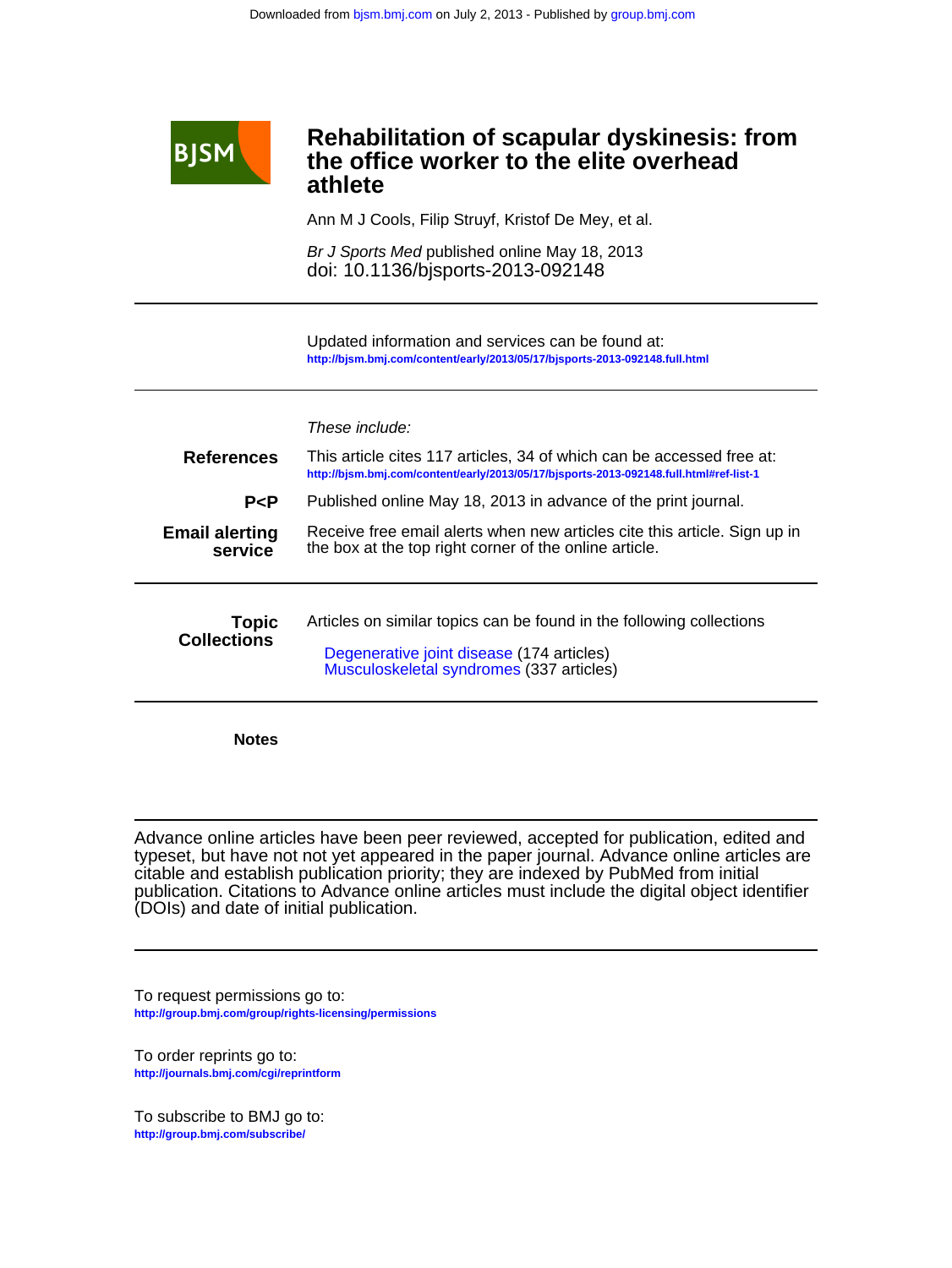Downloaded from bjsm.bmj.com on July 2, 2013 - Published by group.bmj.com

# Rehabilitation of scapular dyskinesis: from the office worker to the elite overhead athlete

Ann M J Cools, Filip Struyf, Kristof De Mey, et al.

*Br J Sports Med* published online May 18, 2013
doi: 10.1136/bjsports-2013-092148

---

Updated information and services can be found at:
http://bjsm.bmj.com/content/early/2013/05/17/bjsports-2013-092148.full.html

---

*These include:*

**References**
This article cites 117 articles, 34 of which can be accessed free at:
http://bjsm.bmj.com/content/early/2013/05/17/bjsports-2013-092148.full.html#ref-list-1

**P<P**
Published online May 18, 2013 in advance of the print journal.

**Email alerting service**
Receive free email alerts when new articles cite this article. Sign up in the box at the top right corner of the online article.

---

**Topic Collections**
Articles on similar topics can be found in the following collections

- Degenerative joint disease (174 articles)
- Musculoskeletal syndromes (337 articles)

---

**Notes**

---

Advance online articles have been peer reviewed, accepted for publication, edited and typeset, but have not not yet appeared in the paper journal. Advance online articles are citable and establish publication priority; they are indexed by PubMed from initial publication. Citations to Advance online articles must include the digital object identifier (DOIs) and date of initial publication.

---

To request permissions go to:
http://group.bmj.com/group/rights-licensing/permissions

To order reprints go to:
http://journals.bmj.com/cgi/reprintform

To subscribe to BMJ go to:
http://group.bmj.com/subscribe/